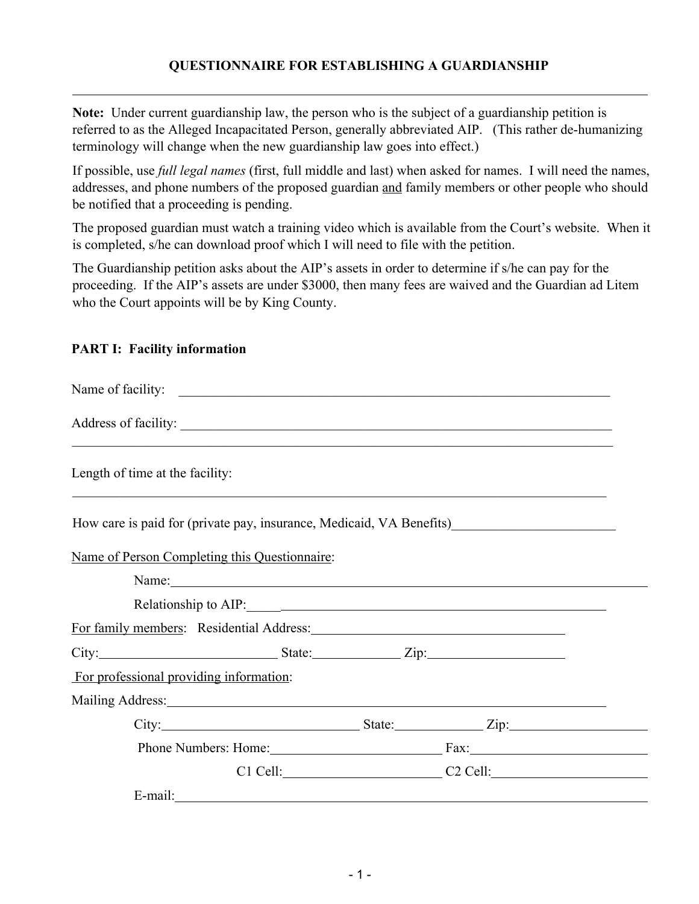# QUESTIONNAIRE FOR ESTABLISHING A GUARDIANSHIP

---

**Note:** Under current guardianship law, the person who is the subject of a guardianship petition is referred to as the Alleged Incapacitated Person, generally abbreviated AIP. (This rather de-humanizing terminology will change when the new guardianship law goes into effect.)

If possible, use *full legal names* (first, full middle and last) when asked for names. I will need the names, addresses, and phone numbers of the proposed guardian and family members or other people who should be notified that a proceeding is pending.

The proposed guardian must watch a training video which is available from the Court's website. When it is completed, s/he can download proof which I will need to file with the petition.

The Guardianship petition asks about the AIP's assets in order to determine if s/he can pay for the proceeding. If the AIP's assets are under $3000, then many fees are waived and the Guardian ad Litem who the Court appoints will be by King County.

**PART I: Facility information**

Name of facility: ______________________________

Address of facility: ______________________________

______________________________

Length of time at the facility:

______________________________

How care is paid for (private pay, insurance, Medicaid, VA Benefits) ______________________________

Name of Person Completing this Questionnaire:

Name: ______________________________

Relationship to AIP: ______________________________

For family members: Residential Address: ______________________________

City: ______________ State: ______________ Zip: ______________

For professional providing information:

Mailing Address: ______________________________

City: ______________ State: ______________ Zip: ______________

Phone Numbers: Home: ______________ Fax: ______________

C1 Cell: ______________ C2 Cell: ______________

E-mail: ______________________________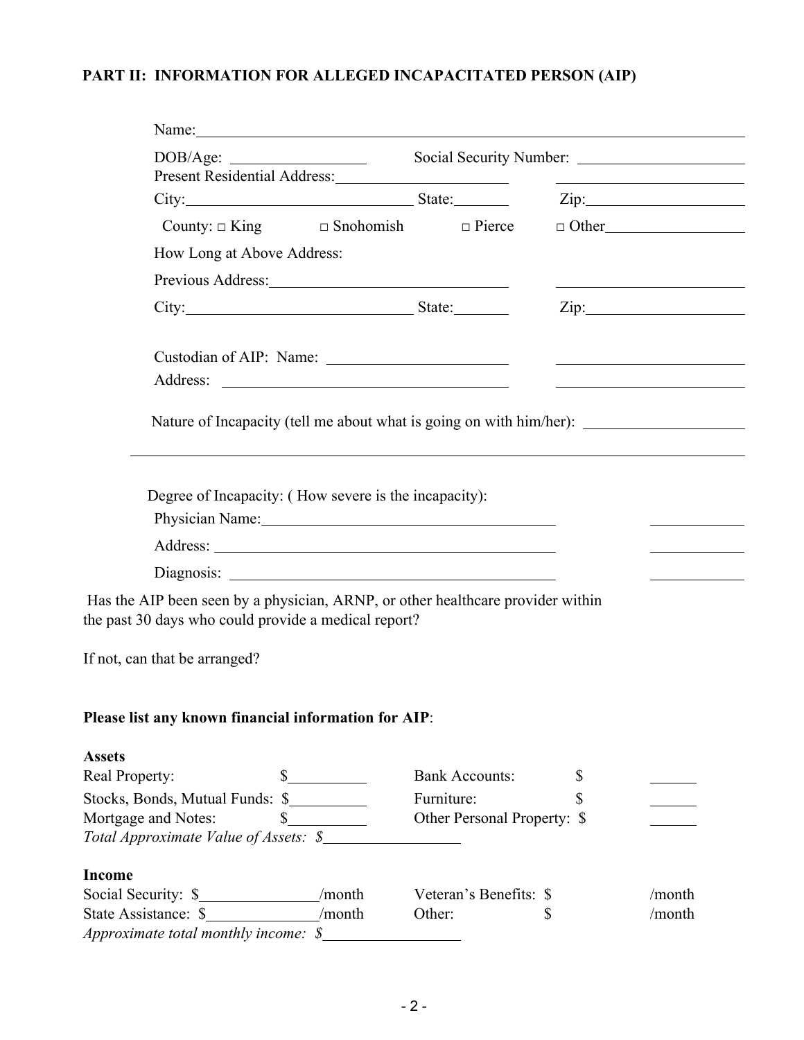## PART II: INFORMATION FOR ALLEGED INCAPACITATED PERSON (AIP)

Name: ______________________________________________

DOB/Age: ______________ Social Security Number: ______________

Present Residential Address: ______________________ ______________

City: ______________________ State: ________ Zip: ______________

County: □ King □ Snohomish □ Pierce □ Other______________

How Long at Above Address:

Previous Address: ______________________ ______________

City: ______________________ State: ________ Zip: ______________

Custodian of AIP: Name: ______________________ ______________

Address: ______________________ ______________

Nature of Incapacity (tell me about what is going on with him/her): ______________

______________________________________________

Degree of Incapacity: ( How severe is the incapacity):

Physician Name: ______________________ ______________

Address: ______________________ ______________

Diagnosis: ______________________ ______________

Has the AIP been seen by a physician, ARNP, or other healthcare provider within the past 30 days who could provide a medical report?

If not, can that be arranged?

**Please list any known financial information for AIP**:

**Assets**

Real Property: $__________ Bank Accounts: $ ______

Stocks, Bonds, Mutual Funds: $__________ Furniture: $ ______

Mortgage and Notes: $__________ Other Personal Property: $ ______

*Total Approximate Value of Assets: $______________*

**Income**

Social Security: $______________/month Veteran's Benefits: $ /month

State Assistance: $______________/month Other: $ /month

*Approximate total monthly income: $______________*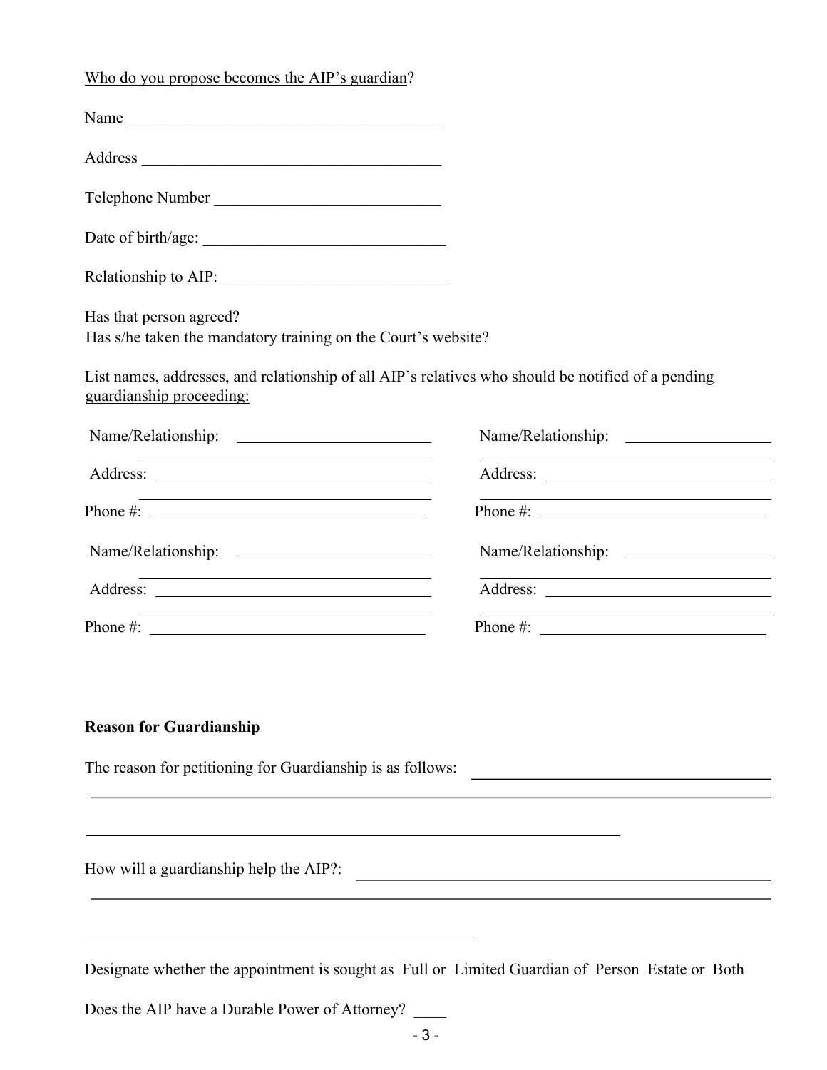Who do you propose becomes the AIP's guardian?

Name ________________________________________

Address ______________________________________

Telephone Number ____________________________

Date of birth/age: ______________________________

Relationship to AIP: ____________________________

Has that person agreed?
Has s/he taken the mandatory training on the Court's website?

List names, addresses, and relationship of all AIP's relatives who should be notified of a pending guardianship proceeding:

Name/Relationship: ________________________
________________________
Address: ________________________
________________________
Phone #: ________________________

Name/Relationship: ________________________
________________________
Address: ________________________
________________________
Phone #: ________________________

Name/Relationship: ________________________
________________________
Address: ________________________
________________________
Phone #: ________________________

Name/Relationship: ________________________
________________________
Address: ________________________
________________________
Phone #: ________________________

**Reason for Guardianship**

The reason for petitioning for Guardianship is as follows: ________________________________________
________________________________________________________________________________
________________________________________________________________________________

How will a guardianship help the AIP?: ________________________________________
________________________________________________________________________________
________________________________________________________________________________

Designate whether the appointment is sought as Full or Limited Guardian of Person Estate or Both

Does the AIP have a Durable Power of Attorney? ____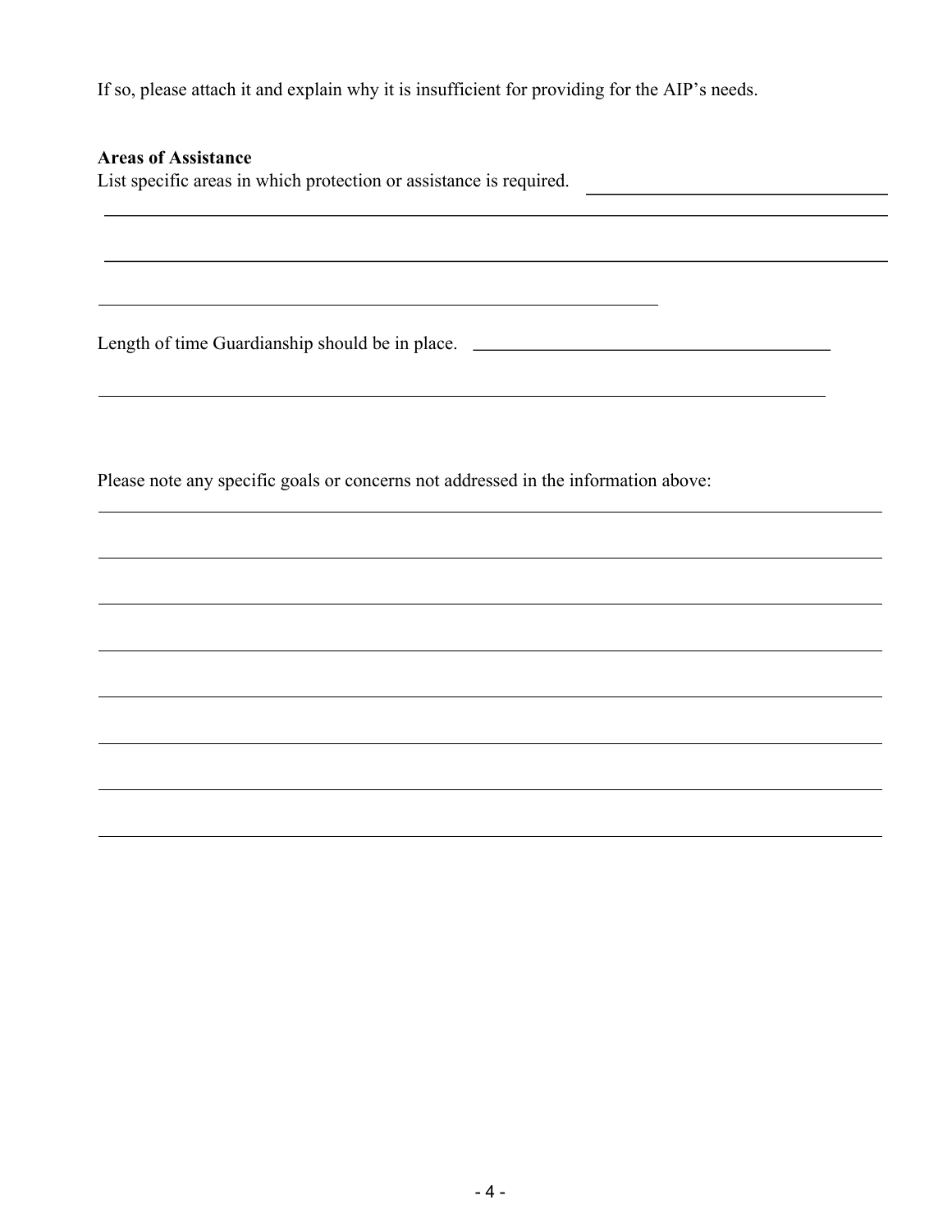If so, please attach it and explain why it is insufficient for providing for the AIP's needs.

**Areas of Assistance**

List specific areas in which protection or assistance is required. ______________________________

________________________________________________________________________________

________________________________________________________________________________

______________________________________________________

Length of time Guardianship should be in place. ______________________________________

________________________________________________________________________

Please note any specific goals or concerns not addressed in the information above:

________________________________________________________________________________

________________________________________________________________________________

________________________________________________________________________________

________________________________________________________________________________

________________________________________________________________________________

________________________________________________________________________________

________________________________________________________________________________

________________________________________________________________________________